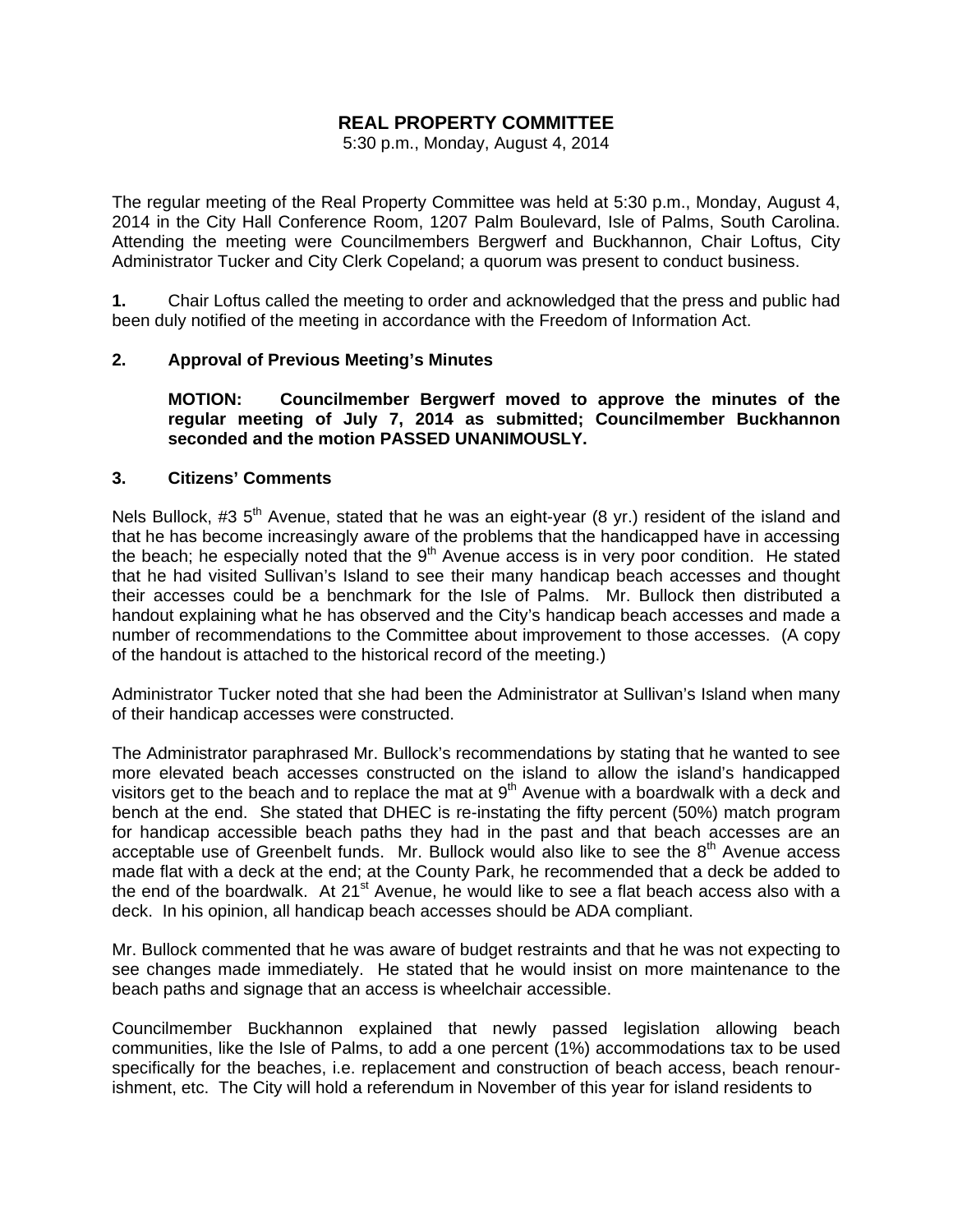# REAL PROPERTY COMMITTEE

5:30 p.m., Monday, August 4, 2014

The regular meeting of the Real Property Committee was held at 5:30 p.m., Monday, August 4, 2014 in the City Hall Conference Room, 1207 Palm Boulevard, Isle of Palms, South Carolina. Attending the meeting were Councilmembers Bergwerf and Buckhannon, Chair Loftus, City Administrator Tucker and City Clerk Copeland; a quorum was present to conduct business.

**1.** Chair Loftus called the meeting to order and acknowledged that the press and public had been duly notified of the meeting in accordance with the Freedom of Information Act.

**2. Approval of Previous Meeting's Minutes**

**MOTION: Councilmember Bergwerf moved to approve the minutes of the regular meeting of July 7, 2014 as submitted; Councilmember Buckhannon seconded and the motion PASSED UNANIMOUSLY.**

**3. Citizens' Comments**

Nels Bullock, #3 5th Avenue, stated that he was an eight-year (8 yr.) resident of the island and that he has become increasingly aware of the problems that the handicapped have in accessing the beach; he especially noted that the 9th Avenue access is in very poor condition. He stated that he had visited Sullivan's Island to see their many handicap beach accesses and thought their accesses could be a benchmark for the Isle of Palms. Mr. Bullock then distributed a handout explaining what he has observed and the City's handicap beach accesses and made a number of recommendations to the Committee about improvement to those accesses. (A copy of the handout is attached to the historical record of the meeting.)

Administrator Tucker noted that she had been the Administrator at Sullivan's Island when many of their handicap accesses were constructed.

The Administrator paraphrased Mr. Bullock's recommendations by stating that he wanted to see more elevated beach accesses constructed on the island to allow the island's handicapped visitors get to the beach and to replace the mat at 9th Avenue with a boardwalk with a deck and bench at the end. She stated that DHEC is re-instating the fifty percent (50%) match program for handicap accessible beach paths they had in the past and that beach accesses are an acceptable use of Greenbelt funds. Mr. Bullock would also like to see the 8th Avenue access made flat with a deck at the end; at the County Park, he recommended that a deck be added to the end of the boardwalk. At 21st Avenue, he would like to see a flat beach access also with a deck. In his opinion, all handicap beach accesses should be ADA compliant.

Mr. Bullock commented that he was aware of budget restraints and that he was not expecting to see changes made immediately. He stated that he would insist on more maintenance to the beach paths and signage that an access is wheelchair accessible.

Councilmember Buckhannon explained that newly passed legislation allowing beach communities, like the Isle of Palms, to add a one percent (1%) accommodations tax to be used specifically for the beaches, i.e. replacement and construction of beach access, beach renour-ishment, etc. The City will hold a referendum in November of this year for island residents to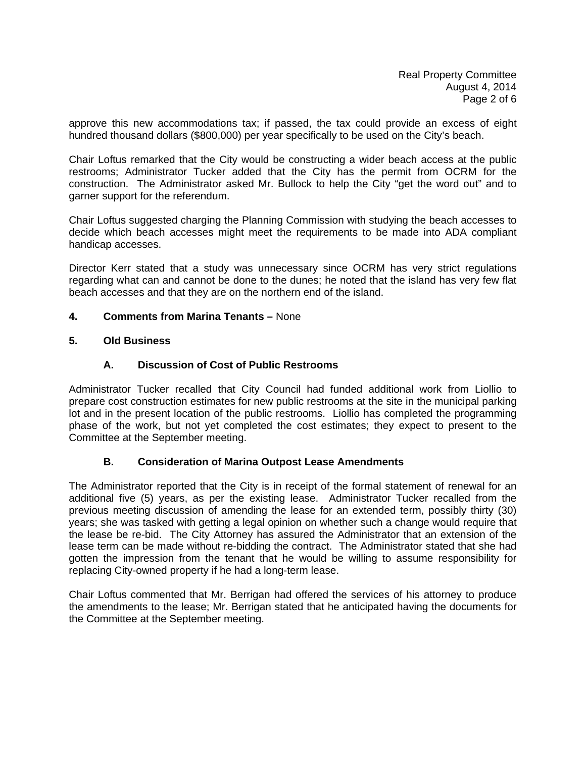approve this new accommodations tax; if passed, the tax could provide an excess of eight hundred thousand dollars ($800,000) per year specifically to be used on the City's beach.

Chair Loftus remarked that the City would be constructing a wider beach access at the public restrooms; Administrator Tucker added that the City has the permit from OCRM for the construction. The Administrator asked Mr. Bullock to help the City "get the word out" and to garner support for the referendum.

Chair Loftus suggested charging the Planning Commission with studying the beach accesses to decide which beach accesses might meet the requirements to be made into ADA compliant handicap accesses.

Director Kerr stated that a study was unnecessary since OCRM has very strict regulations regarding what can and cannot be done to the dunes; he noted that the island has very few flat beach accesses and that they are on the northern end of the island.

**4. Comments from Marina Tenants –** None

**5. Old Business**

**A. Discussion of Cost of Public Restrooms**

Administrator Tucker recalled that City Council had funded additional work from Liollio to prepare cost construction estimates for new public restrooms at the site in the municipal parking lot and in the present location of the public restrooms. Liollio has completed the programming phase of the work, but not yet completed the cost estimates; they expect to present to the Committee at the September meeting.

**B. Consideration of Marina Outpost Lease Amendments**

The Administrator reported that the City is in receipt of the formal statement of renewal for an additional five (5) years, as per the existing lease. Administrator Tucker recalled from the previous meeting discussion of amending the lease for an extended term, possibly thirty (30) years; she was tasked with getting a legal opinion on whether such a change would require that the lease be re-bid. The City Attorney has assured the Administrator that an extension of the lease term can be made without re-bidding the contract. The Administrator stated that she had gotten the impression from the tenant that he would be willing to assume responsibility for replacing City-owned property if he had a long-term lease.

Chair Loftus commented that Mr. Berrigan had offered the services of his attorney to produce the amendments to the lease; Mr. Berrigan stated that he anticipated having the documents for the Committee at the September meeting.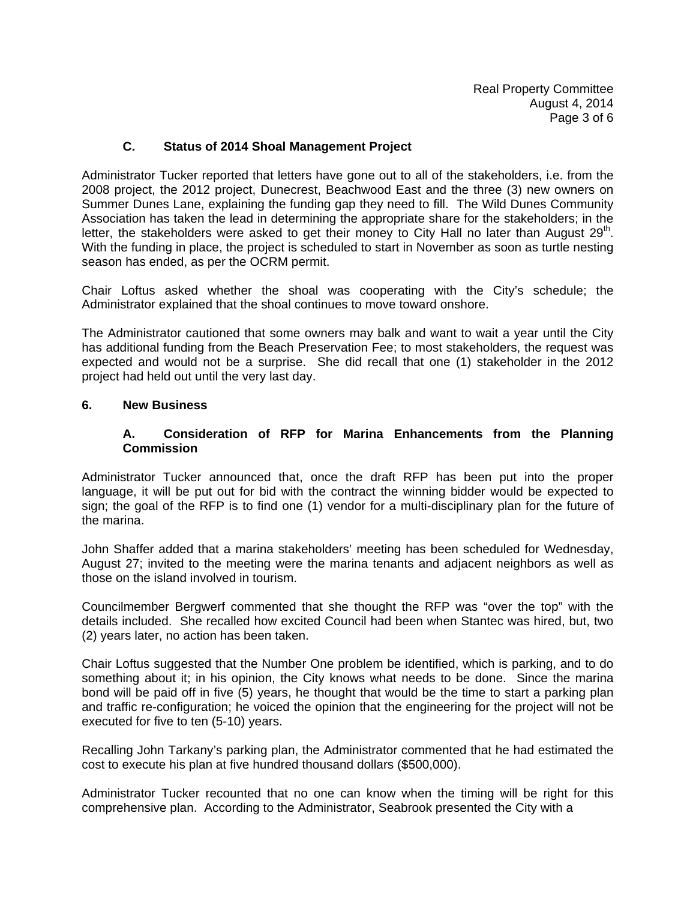### C. Status of 2014 Shoal Management Project

Administrator Tucker reported that letters have gone out to all of the stakeholders, i.e. from the 2008 project, the 2012 project, Dunecrest, Beachwood East and the three (3) new owners on Summer Dunes Lane, explaining the funding gap they need to fill. The Wild Dunes Community Association has taken the lead in determining the appropriate share for the stakeholders; in the letter, the stakeholders were asked to get their money to City Hall no later than August 29th. With the funding in place, the project is scheduled to start in November as soon as turtle nesting season has ended, as per the OCRM permit.

Chair Loftus asked whether the shoal was cooperating with the City's schedule; the Administrator explained that the shoal continues to move toward onshore.

The Administrator cautioned that some owners may balk and want to wait a year until the City has additional funding from the Beach Preservation Fee; to most stakeholders, the request was expected and would not be a surprise. She did recall that one (1) stakeholder in the 2012 project had held out until the very last day.

## 6. New Business

### A. Consideration of RFP for Marina Enhancements from the Planning Commission

Administrator Tucker announced that, once the draft RFP has been put into the proper language, it will be put out for bid with the contract the winning bidder would be expected to sign; the goal of the RFP is to find one (1) vendor for a multi-disciplinary plan for the future of the marina.

John Shaffer added that a marina stakeholders' meeting has been scheduled for Wednesday, August 27; invited to the meeting were the marina tenants and adjacent neighbors as well as those on the island involved in tourism.

Councilmember Bergwerf commented that she thought the RFP was "over the top" with the details included. She recalled how excited Council had been when Stantec was hired, but, two (2) years later, no action has been taken.

Chair Loftus suggested that the Number One problem be identified, which is parking, and to do something about it; in his opinion, the City knows what needs to be done. Since the marina bond will be paid off in five (5) years, he thought that would be the time to start a parking plan and traffic re-configuration; he voiced the opinion that the engineering for the project will not be executed for five to ten (5-10) years.

Recalling John Tarkany's parking plan, the Administrator commented that he had estimated the cost to execute his plan at five hundred thousand dollars ($500,000).

Administrator Tucker recounted that no one can know when the timing will be right for this comprehensive plan. According to the Administrator, Seabrook presented the City with a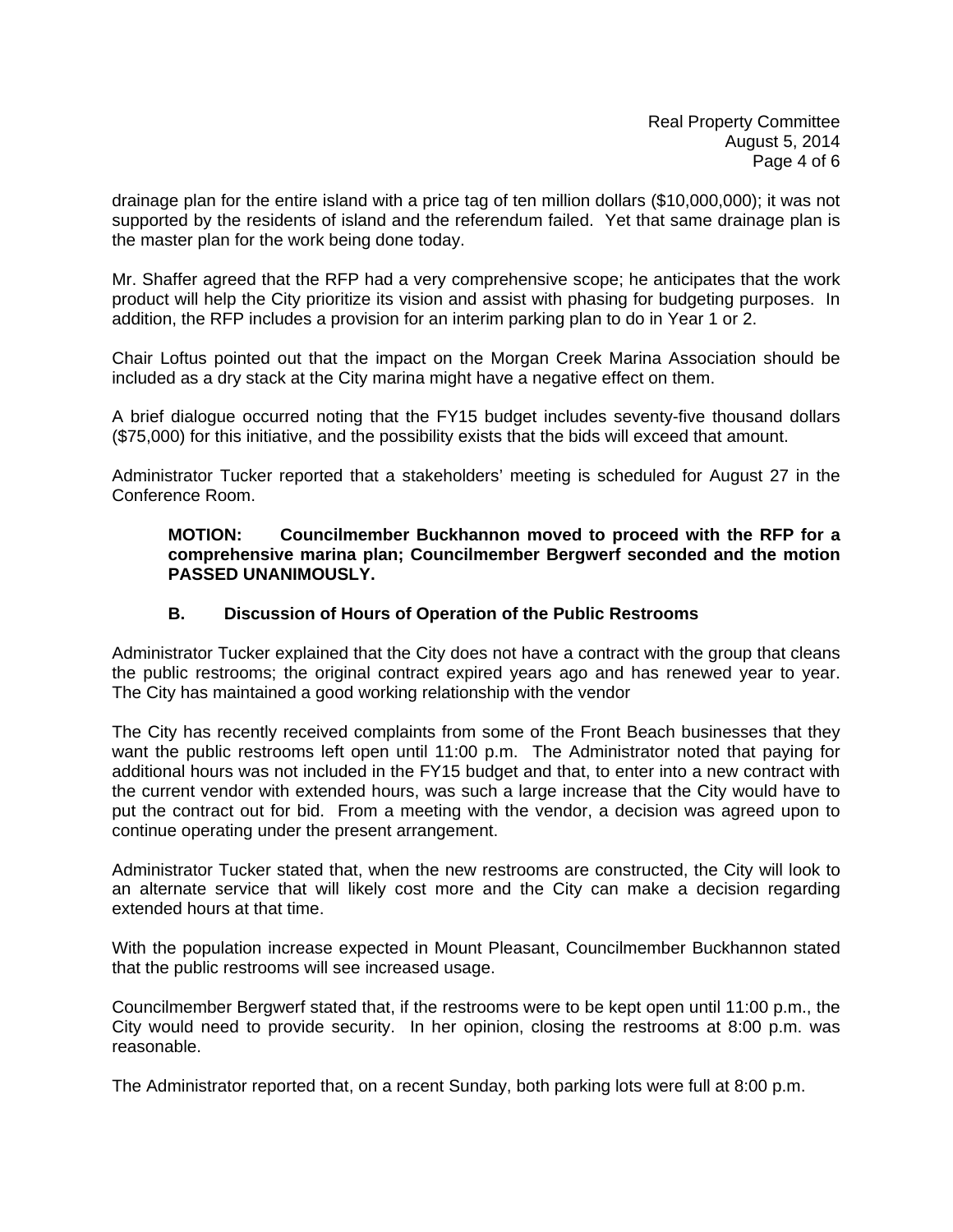drainage plan for the entire island with a price tag of ten million dollars ($10,000,000); it was not supported by the residents of island and the referendum failed. Yet that same drainage plan is the master plan for the work being done today.

Mr. Shaffer agreed that the RFP had a very comprehensive scope; he anticipates that the work product will help the City prioritize its vision and assist with phasing for budgeting purposes. In addition, the RFP includes a provision for an interim parking plan to do in Year 1 or 2.

Chair Loftus pointed out that the impact on the Morgan Creek Marina Association should be included as a dry stack at the City marina might have a negative effect on them.

A brief dialogue occurred noting that the FY15 budget includes seventy-five thousand dollars ($75,000) for this initiative, and the possibility exists that the bids will exceed that amount.

Administrator Tucker reported that a stakeholders' meeting is scheduled for August 27 in the Conference Room.

> **MOTION: Councilmember Buckhannon moved to proceed with the RFP for a comprehensive marina plan; Councilmember Bergwerf seconded and the motion PASSED UNANIMOUSLY.**

### B. Discussion of Hours of Operation of the Public Restrooms

Administrator Tucker explained that the City does not have a contract with the group that cleans the public restrooms; the original contract expired years ago and has renewed year to year. The City has maintained a good working relationship with the vendor

The City has recently received complaints from some of the Front Beach businesses that they want the public restrooms left open until 11:00 p.m. The Administrator noted that paying for additional hours was not included in the FY15 budget and that, to enter into a new contract with the current vendor with extended hours, was such a large increase that the City would have to put the contract out for bid. From a meeting with the vendor, a decision was agreed upon to continue operating under the present arrangement.

Administrator Tucker stated that, when the new restrooms are constructed, the City will look to an alternate service that will likely cost more and the City can make a decision regarding extended hours at that time.

With the population increase expected in Mount Pleasant, Councilmember Buckhannon stated that the public restrooms will see increased usage.

Councilmember Bergwerf stated that, if the restrooms were to be kept open until 11:00 p.m., the City would need to provide security. In her opinion, closing the restrooms at 8:00 p.m. was reasonable.

The Administrator reported that, on a recent Sunday, both parking lots were full at 8:00 p.m.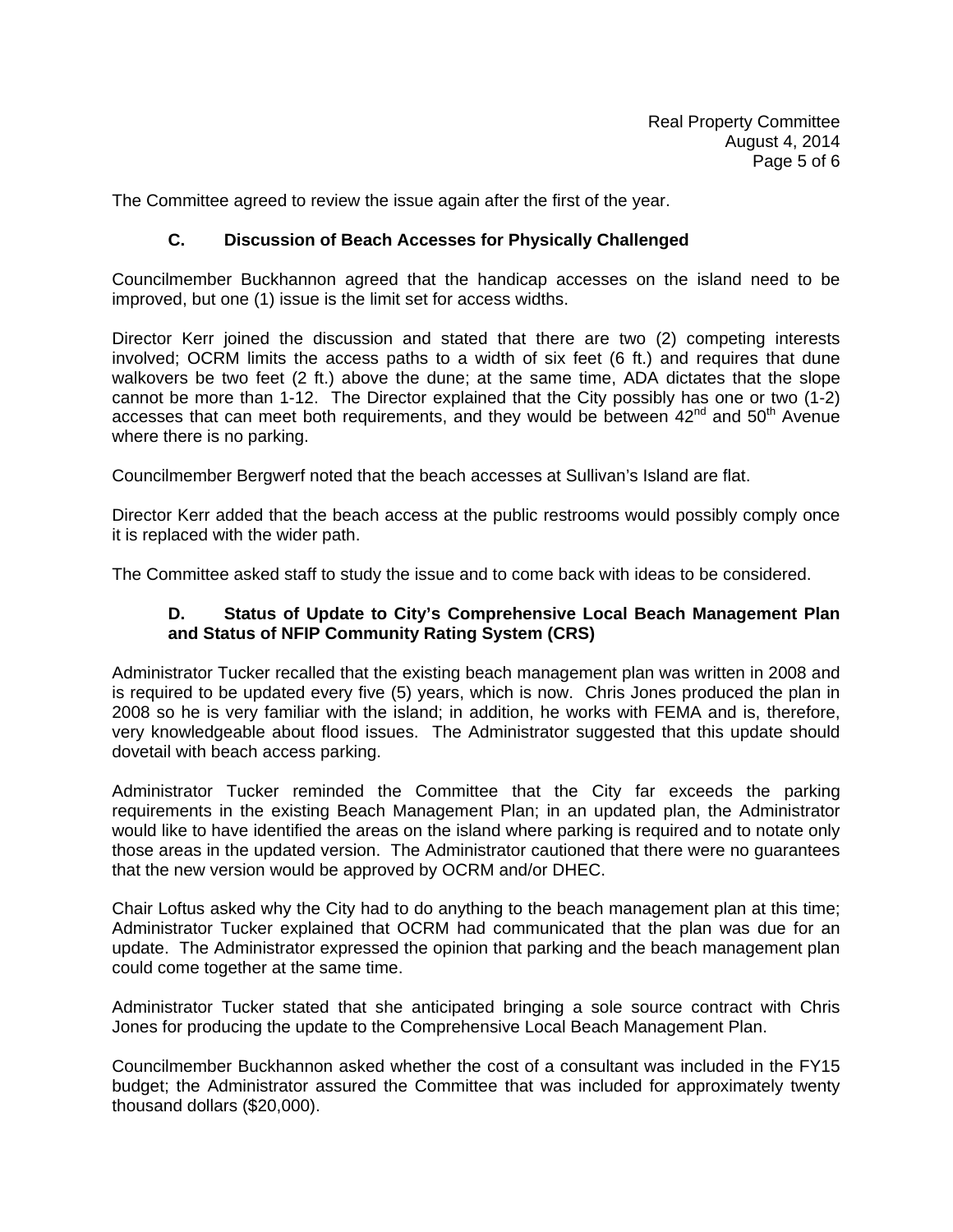The Committee agreed to review the issue again after the first of the year.

**C. Discussion of Beach Accesses for Physically Challenged**

Councilmember Buckhannon agreed that the handicap accesses on the island need to be improved, but one (1) issue is the limit set for access widths.

Director Kerr joined the discussion and stated that there are two (2) competing interests involved; OCRM limits the access paths to a width of six feet (6 ft.) and requires that dune walkovers be two feet (2 ft.) above the dune; at the same time, ADA dictates that the slope cannot be more than 1-12. The Director explained that the City possibly has one or two (1-2) accesses that can meet both requirements, and they would be between 42nd and 50th Avenue where there is no parking.

Councilmember Bergwerf noted that the beach accesses at Sullivan's Island are flat.

Director Kerr added that the beach access at the public restrooms would possibly comply once it is replaced with the wider path.

The Committee asked staff to study the issue and to come back with ideas to be considered.

**D. Status of Update to City's Comprehensive Local Beach Management Plan and Status of NFIP Community Rating System (CRS)**

Administrator Tucker recalled that the existing beach management plan was written in 2008 and is required to be updated every five (5) years, which is now. Chris Jones produced the plan in 2008 so he is very familiar with the island; in addition, he works with FEMA and is, therefore, very knowledgeable about flood issues. The Administrator suggested that this update should dovetail with beach access parking.

Administrator Tucker reminded the Committee that the City far exceeds the parking requirements in the existing Beach Management Plan; in an updated plan, the Administrator would like to have identified the areas on the island where parking is required and to notate only those areas in the updated version. The Administrator cautioned that there were no guarantees that the new version would be approved by OCRM and/or DHEC.

Chair Loftus asked why the City had to do anything to the beach management plan at this time; Administrator Tucker explained that OCRM had communicated that the plan was due for an update. The Administrator expressed the opinion that parking and the beach management plan could come together at the same time.

Administrator Tucker stated that she anticipated bringing a sole source contract with Chris Jones for producing the update to the Comprehensive Local Beach Management Plan.

Councilmember Buckhannon asked whether the cost of a consultant was included in the FY15 budget; the Administrator assured the Committee that was included for approximately twenty thousand dollars ($20,000).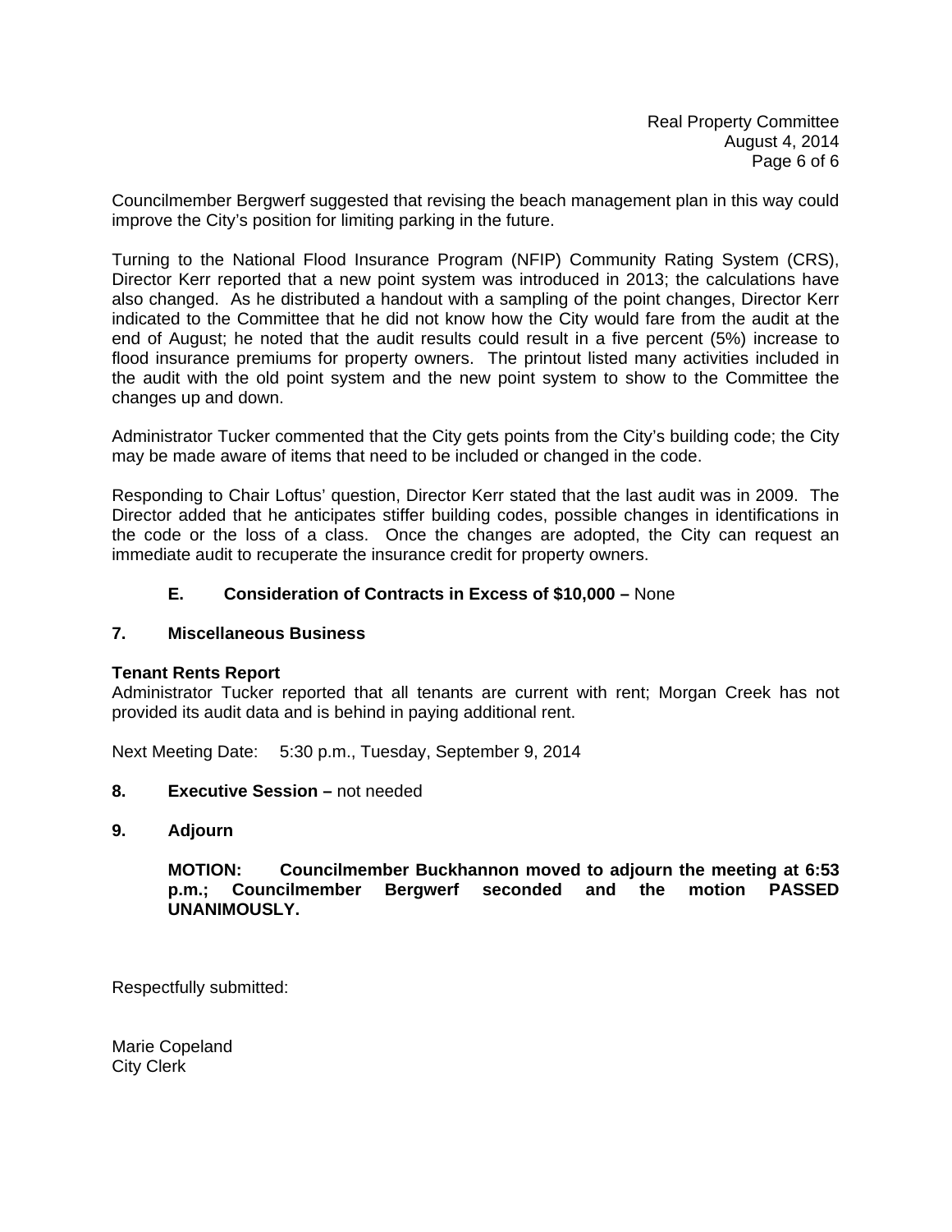Councilmember Bergwerf suggested that revising the beach management plan in this way could improve the City's position for limiting parking in the future.

Turning to the National Flood Insurance Program (NFIP) Community Rating System (CRS), Director Kerr reported that a new point system was introduced in 2013; the calculations have also changed. As he distributed a handout with a sampling of the point changes, Director Kerr indicated to the Committee that he did not know how the City would fare from the audit at the end of August; he noted that the audit results could result in a five percent (5%) increase to flood insurance premiums for property owners. The printout listed many activities included in the audit with the old point system and the new point system to show to the Committee the changes up and down.

Administrator Tucker commented that the City gets points from the City's building code; the City may be made aware of items that need to be included or changed in the code.

Responding to Chair Loftus' question, Director Kerr stated that the last audit was in 2009. The Director added that he anticipates stiffer building codes, possible changes in identifications in the code or the loss of a class. Once the changes are adopted, the City can request an immediate audit to recuperate the insurance credit for property owners.

**E. Consideration of Contracts in Excess of $10,000 –** None

## 7. Miscellaneous Business

**Tenant Rents Report**
Administrator Tucker reported that all tenants are current with rent; Morgan Creek has not provided its audit data and is behind in paying additional rent.

Next Meeting Date: 5:30 p.m., Tuesday, September 9, 2014

## 8. Executive Session – not needed

## 9. Adjourn

**MOTION: Councilmember Buckhannon moved to adjourn the meeting at 6:53 p.m.; Councilmember Bergwerf seconded and the motion PASSED UNANIMOUSLY.**

Respectfully submitted:

Marie Copeland
City Clerk